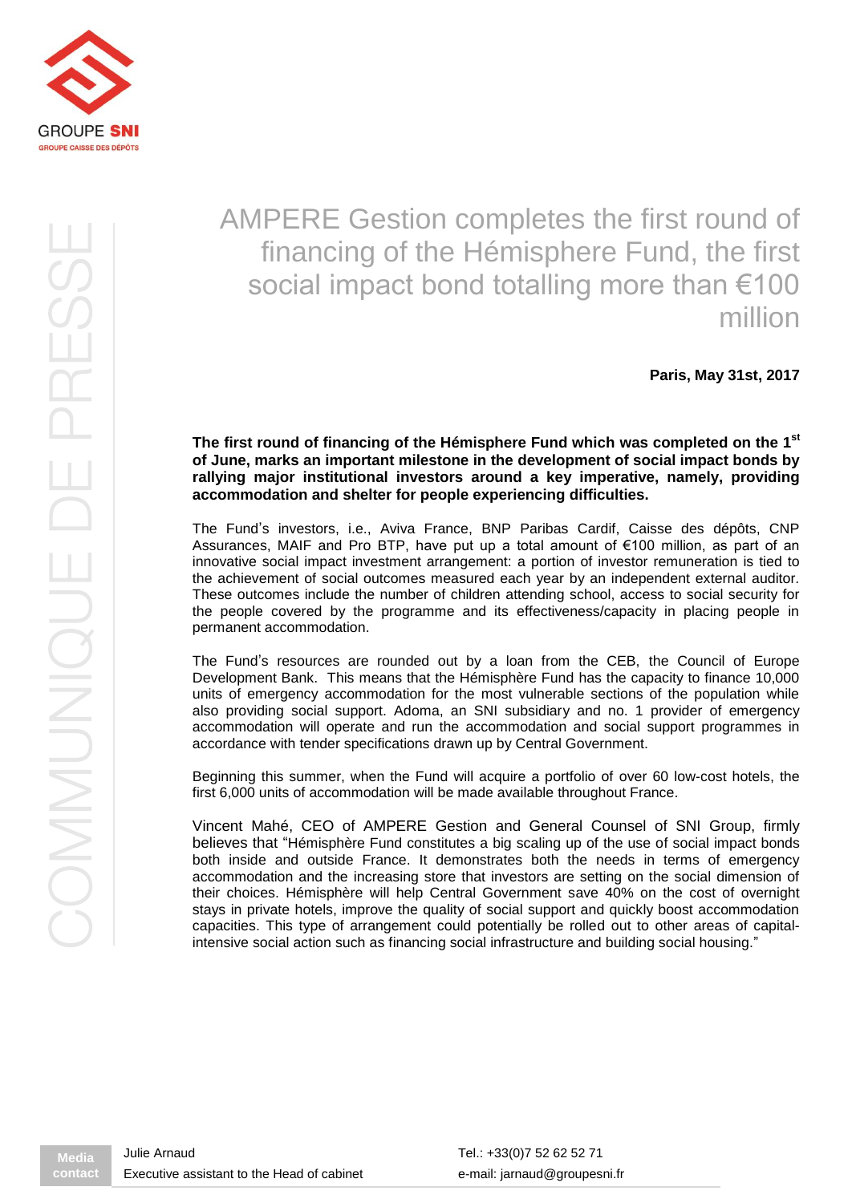GROUPE SNI
GROUPE CAISSE DES DÉPÔTS

COMMUNIQUE DE PRESSE

# AMPERE Gestion completes the first round of financing of the Hémisphere Fund, the first social impact bond totalling more than €100 million

**Paris, May 31st, 2017**

**The first round of financing of the Hémisphere Fund which was completed on the 1st of June, marks an important milestone in the development of social impact bonds by rallying major institutional investors around a key imperative, namely, providing accommodation and shelter for people experiencing difficulties.**

The Fund's investors, i.e., Aviva France, BNP Paribas Cardif, Caisse des dépôts, CNP Assurances, MAIF and Pro BTP, have put up a total amount of €100 million, as part of an innovative social impact investment arrangement: a portion of investor remuneration is tied to the achievement of social outcomes measured each year by an independent external auditor. These outcomes include the number of children attending school, access to social security for the people covered by the programme and its effectiveness/capacity in placing people in permanent accommodation.

The Fund's resources are rounded out by a loan from the CEB, the Council of Europe Development Bank. This means that the Hémisphère Fund has the capacity to finance 10,000 units of emergency accommodation for the most vulnerable sections of the population while also providing social support. Adoma, an SNI subsidiary and no. 1 provider of emergency accommodation will operate and run the accommodation and social support programmes in accordance with tender specifications drawn up by Central Government.

Beginning this summer, when the Fund will acquire a portfolio of over 60 low-cost hotels, the first 6,000 units of accommodation will be made available throughout France.

Vincent Mahé, CEO of AMPERE Gestion and General Counsel of SNI Group, firmly believes that "Hémisphère Fund constitutes a big scaling up of the use of social impact bonds both inside and outside France. It demonstrates both the needs in terms of emergency accommodation and the increasing store that investors are setting on the social dimension of their choices. Hémisphère will help Central Government save 40% on the cost of overnight stays in private hotels, improve the quality of social support and quickly boost accommodation capacities. This type of arrangement could potentially be rolled out to other areas of capital-intensive social action such as financing social infrastructure and building social housing."

| Media contact | Julie Arnaud<br>Executive assistant to the Head of cabinet | Tel.: +33(0)7 52 62 52 71<br>e-mail: jarnaud@groupesni.fr |
| --- | --- | --- |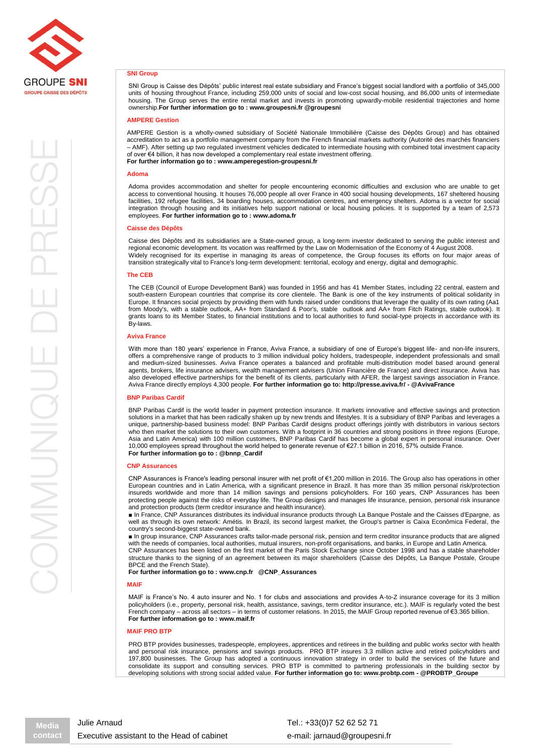**SNI Group**

SNI Group is Caisse des Dépôts' public interest real estate subsidiary and France's biggest social landlord with a portfolio of 345,000 units of housing throughout France, including 259,000 units of social and low-cost social housing, and 86,000 units of intermediate housing. The Group serves the entire rental market and invests in promoting upwardly-mobile residential trajectories and home ownership.**For further information go to : www.groupesni.fr @groupesni**

**AMPERE Gestion**

AMPERE Gestion is a wholly-owned subsidiary of Société Nationale Immobilière (Caisse des Dépôts Group) and has obtained accreditation to act as a portfolio management company from the French financial markets authority (Autorité des marchés financiers – AMF). After setting up two regulated investment vehicles dedicated to intermediate housing with combined total investment capacity of over €4 billion, it has now developed a complementary real estate investment offering.
**For further information go to : www.amperegestion-groupesni.fr**

**Adoma**

Adoma provides accommodation and shelter for people encountering economic difficulties and exclusion who are unable to get access to conventional housing. It houses 76,000 people all over France in 400 social housing developments, 167 sheltered housing facilities, 192 refugee facilities, 34 boarding houses, accommodation centres, and emergency shelters. Adoma is a vector for social integration through housing and its initiatives help support national or local housing policies. It is supported by a team of 2,573 employees. **For further information go to : www.adoma.fr**

**Caisse des Dépôts**

Caisse des Dépôts and its subsidiaries are a State-owned group, a long-term investor dedicated to serving the public interest and regional economic development. Its vocation was reaffirmed by the Law on Modernisation of the Economy of 4 August 2008.
Widely recognised for its expertise in managing its areas of competence, the Group focuses its efforts on four major areas of transition strategically vital to France's long-term development: territorial, ecology and energy, digital and demographic.

**The CEB**

The CEB (Council of Europe Development Bank) was founded in 1956 and has 41 Member States, including 22 central, eastern and south-eastern European countries that comprise its core clientele. The Bank is one of the key instruments of political solidarity in Europe. It finances social projects by providing them with funds raised under conditions that leverage the quality of its own rating (Aa1 from Moody's, with a stable outlook, AA+ from Standard & Poor's, stable outlook and AA+ from Fitch Ratings, stable outlook). It grants loans to its Member States, to financial institutions and to local authorities to fund social-type projects in accordance with its By-laws.

**Aviva France**

With more than 180 years' experience in France, Aviva France, a subsidiary of one of Europe's biggest life- and non-life insurers, offers a comprehensive range of products to 3 million individual policy holders, tradespeople, independent professionals and small and medium-sized businesses. Aviva France operates a balanced and profitable multi-distribution model based around general agents, brokers, life insurance advisers, wealth management advisers (Union Financière de France) and direct insurance. Aviva has also developed effective partnerships for the benefit of its clients, particularly with AFER, the largest savings association in France. Aviva France directly employs 4,300 people. **For further information go to: http://presse.aviva.fr/ - @AvivaFrance**

**BNP Paribas Cardif**

BNP Paribas Cardif is the world leader in payment protection insurance. It markets innovative and effective savings and protection solutions in a market that has been radically shaken up by new trends and lifestyles. It is a subsidiary of BNP Paribas and leverages a unique, partnership-based business model: BNP Paribas Cardif designs product offerings jointly with distributors in various sectors who then market the solutions to their own customers. With a footprint in 36 countries and strong positions in three regions (Europe, Asia and Latin America) with 100 million customers, BNP Paribas Cardif has become a global expert in personal insurance. Over 10,000 employees spread throughout the world helped to generate revenue of €27.1 billion in 2016, 57% outside France.
**For further information go to : @bnnp_Cardif**

**CNP Assurances**

CNP Assurances is France's leading personal insurer with net profit of €1,200 million in 2016. The Group also has operations in other European countries and in Latin America, with a significant presence in Brazil. It has more than 35 million personal risk/protection insureds worldwide and more than 14 million savings and pensions policyholders. For 160 years, CNP Assurances has been protecting people against the risks of everyday life. The Group designs and manages life insurance, pension, personal risk insurance and protection products (term creditor insurance and health insurance).

■ In France, CNP Assurances distributes its individual insurance products through La Banque Postale and the Caisses d'Epargne, as well as through its own network: Amétis. In Brazil, its second largest market, the Group's partner is Caixa Econômica Federal, the country's second-biggest state-owned bank.

■ In group insurance, CNP Assurances crafts tailor-made personal risk, pension and term creditor insurance products that are aligned with the needs of companies, local authorities, mutual insurers, non-profit organisations, and banks, in Europe and Latin America.

CNP Assurances has been listed on the first market of the Paris Stock Exchange since October 1998 and has a stable shareholder structure thanks to the signing of an agreement between its major shareholders (Caisse des Dépôts, La Banque Postale, Groupe BPCE and the French State).
**For further information go to : www.cnp.fr @CNP_Assurances**

**MAIF**

MAIF is France's No. 4 auto insurer and No. 1 for clubs and associations and provides A-to-Z insurance coverage for its 3 million policyholders (i.e., property, personal risk, health, assistance, savings, term creditor insurance, etc.). MAIF is regularly voted the best French company – across all sectors – in terms of customer relations. In 2015, the MAIF Group reported revenue of €3.365 billion.
**For further information go to : www.maif.fr**

**MAIF PRO BTP**

PRO BTP provides businesses, tradespeople, employees, apprentices and retirees in the building and public works sector with health and personal risk insurance, pensions and savings products. PRO BTP insures 3.3 million active and retired policyholders and 197,800 businesses. The Group has adopted a continuous innovation strategy in order to build the services of the future and consolidate its support and consulting services. PRO BTP is committed to partnering professionals in the building sector by developing solutions with strong social added value. **For further information go to: www.probtp.com - @PROBTP_Groupe**

**Media contact**

Julie Arnaud
Executive assistant to the Head of cabinet

Tel.: +33(0)7 52 62 52 71
e-mail: jarnaud@groupesni.fr